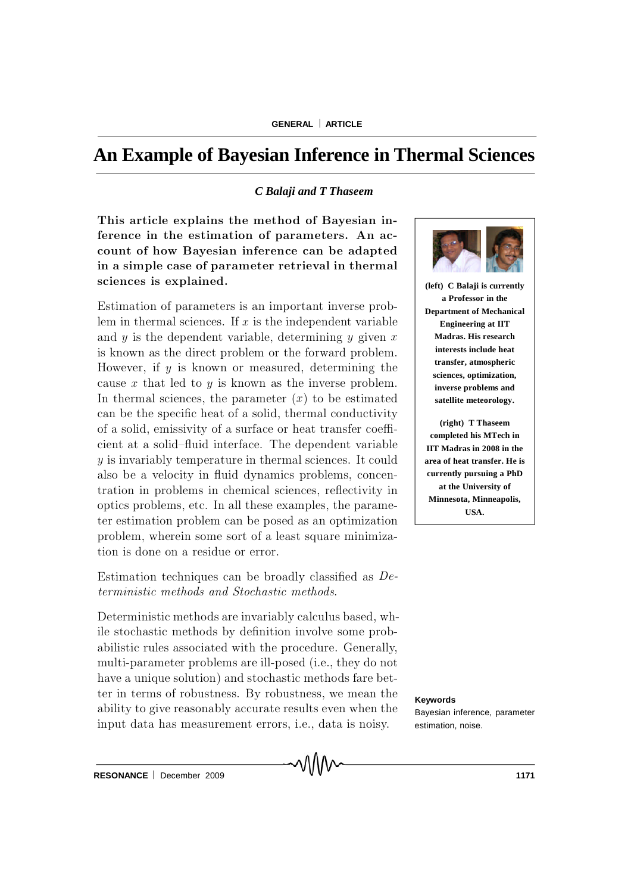# An Example of Bayesian Inference in Thermal Sciences

***C Balaji and T Thaseem***

**This article explains the method of Bayesian inference in the estimation of parameters. An account of how Bayesian inference can be adapted in a simple case of parameter retrieval in thermal sciences is explained.**

**(left) C Balaji is currently a Professor in the Department of Mechanical Engineering at IIT Madras. His research interests include heat transfer, atmospheric sciences, optimization, inverse problems and satellite meteorology.**

**(right) T Thaseem completed his MTech in IIT Madras in 2008 in the area of heat transfer. He is currently pursuing a PhD at the University of Minnesota, Minneapolis, USA.**

Estimation of parameters is an important inverse problem in thermal sciences. If $x$ is the independent variable and $y$ is the dependent variable, determining $y$ given $x$ is known as the direct problem or the forward problem. However, if $y$ is known or measured, determining the cause $x$ that led to $y$ is known as the inverse problem. In thermal sciences, the parameter $(x)$ to be estimated can be the specific heat of a solid, thermal conductivity of a solid, emissivity of a surface or heat transfer coefficient at a solid–fluid interface. The dependent variable $y$ is invariably temperature in thermal sciences. It could also be a velocity in fluid dynamics problems, concentration in problems in chemical sciences, reflectivity in optics problems, etc. In all these examples, the parameter estimation problem can be posed as an optimization problem, wherein some sort of a least square minimization is done on a residue or error.

Estimation techniques can be broadly classified as *Deterministic methods and Stochastic methods.*

Deterministic methods are invariably calculus based, while stochastic methods by definition involve some probabilistic rules associated with the procedure. Generally, multi-parameter problems are ill-posed (i.e., they do not have a unique solution) and stochastic methods fare better in terms of robustness. By robustness, we mean the ability to give reasonably accurate results even when the input data has measurement errors, i.e., data is noisy.

**Keywords**

Bayesian inference, parameter estimation, noise.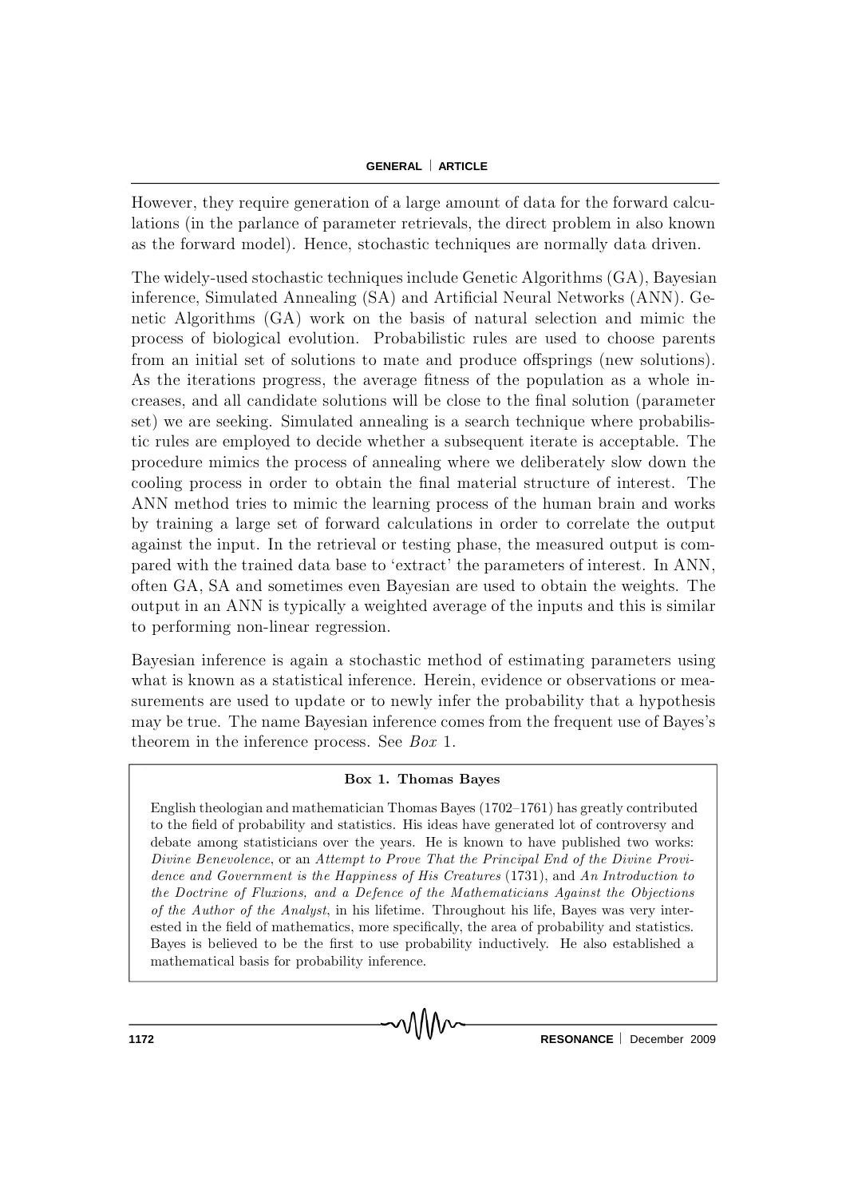However, they require generation of a large amount of data for the forward calculations (in the parlance of parameter retrievals, the direct problem in also known as the forward model). Hence, stochastic techniques are normally data driven.

The widely-used stochastic techniques include Genetic Algorithms (GA), Bayesian inference, Simulated Annealing (SA) and Artificial Neural Networks (ANN). Genetic Algorithms (GA) work on the basis of natural selection and mimic the process of biological evolution. Probabilistic rules are used to choose parents from an initial set of solutions to mate and produce offsprings (new solutions). As the iterations progress, the average fitness of the population as a whole increases, and all candidate solutions will be close to the final solution (parameter set) we are seeking. Simulated annealing is a search technique where probabilistic rules are employed to decide whether a subsequent iterate is acceptable. The procedure mimics the process of annealing where we deliberately slow down the cooling process in order to obtain the final material structure of interest. The ANN method tries to mimic the learning process of the human brain and works by training a large set of forward calculations in order to correlate the output against the input. In the retrieval or testing phase, the measured output is compared with the trained data base to 'extract' the parameters of interest. In ANN, often GA, SA and sometimes even Bayesian are used to obtain the weights. The output in an ANN is typically a weighted average of the inputs and this is similar to performing non-linear regression.

Bayesian inference is again a stochastic method of estimating parameters using what is known as a statistical inference. Herein, evidence or observations or measurements are used to update or to newly infer the probability that a hypothesis may be true. The name Bayesian inference comes from the frequent use of Bayes's theorem in the inference process. See *Box* 1.

**Box 1. Thomas Bayes**

English theologian and mathematician Thomas Bayes (1702–1761) has greatly contributed to the field of probability and statistics. His ideas have generated lot of controversy and debate among statisticians over the years. He is known to have published two works: *Divine Benevolence*, or an *Attempt to Prove That the Principal End of the Divine Providence and Government is the Happiness of His Creatures* (1731), and *An Introduction to the Doctrine of Fluxions, and a Defence of the Mathematicians Against the Objections of the Author of the Analyst*, in his lifetime. Throughout his life, Bayes was very interested in the field of mathematics, more specifically, the area of probability and statistics. Bayes is believed to be the first to use probability inductively. He also established a mathematical basis for probability inference.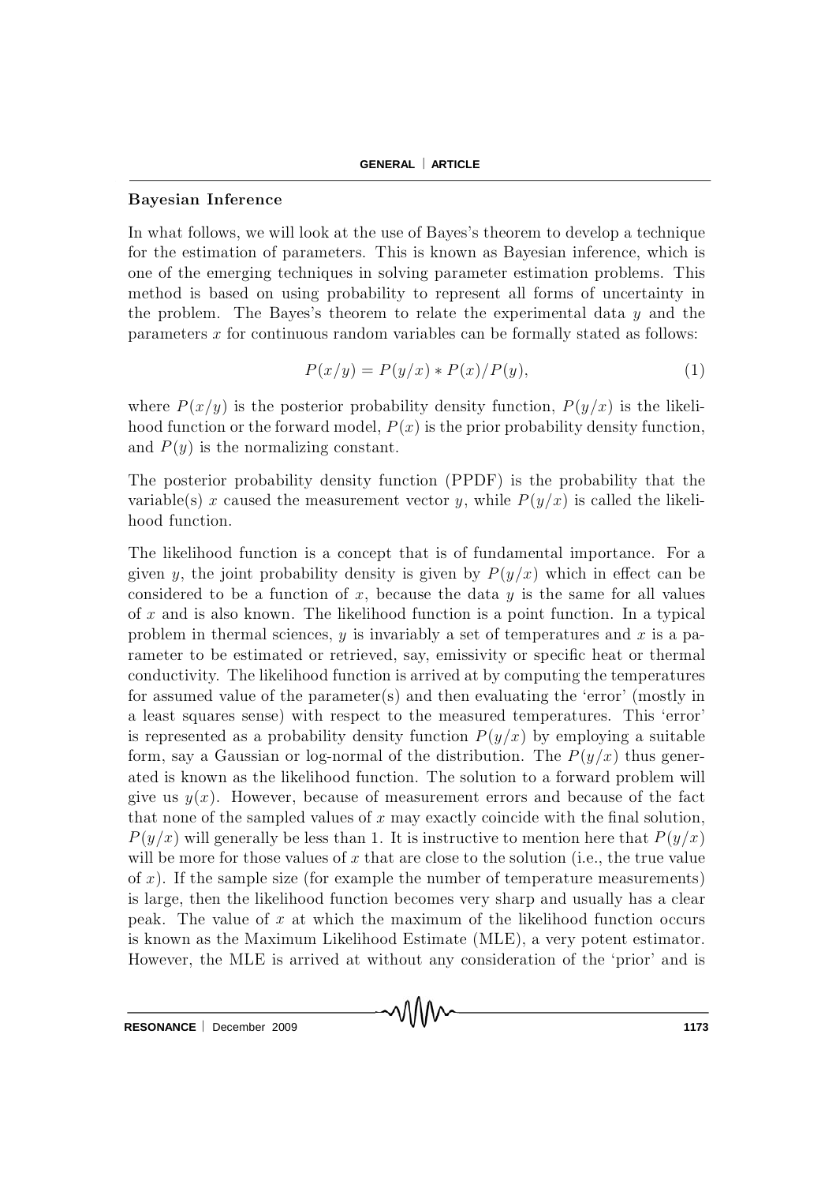## Bayesian Inference

In what follows, we will look at the use of Bayes's theorem to develop a technique for the estimation of parameters. This is known as Bayesian inference, which is one of the emerging techniques in solving parameter estimation problems. This method is based on using probability to represent all forms of uncertainty in the problem. The Bayes's theorem to relate the experimental data $y$ and the parameters $x$ for continuous random variables can be formally stated as follows:

$$P(x/y) = P(y/x) * P(x)/P(y), \tag{1}$$

where $P(x/y)$ is the posterior probability density function, $P(y/x)$ is the likelihood function or the forward model, $P(x)$ is the prior probability density function, and $P(y)$ is the normalizing constant.

The posterior probability density function (PPDF) is the probability that the variable(s) $x$ caused the measurement vector $y$, while $P(y/x)$ is called the likelihood function.

The likelihood function is a concept that is of fundamental importance. For a given $y$, the joint probability density is given by $P(y/x)$ which in effect can be considered to be a function of $x$, because the data $y$ is the same for all values of $x$ and is also known. The likelihood function is a point function. In a typical problem in thermal sciences, $y$ is invariably a set of temperatures and $x$ is a parameter to be estimated or retrieved, say, emissivity or specific heat or thermal conductivity. The likelihood function is arrived at by computing the temperatures for assumed value of the parameter(s) and then evaluating the 'error' (mostly in a least squares sense) with respect to the measured temperatures. This 'error' is represented as a probability density function $P(y/x)$ by employing a suitable form, say a Gaussian or log-normal of the distribution. The $P(y/x)$ thus generated is known as the likelihood function. The solution to a forward problem will give us $y(x)$. However, because of measurement errors and because of the fact that none of the sampled values of $x$ may exactly coincide with the final solution, $P(y/x)$ will generally be less than 1. It is instructive to mention here that $P(y/x)$ will be more for those values of $x$ that are close to the solution (i.e., the true value of $x$). If the sample size (for example the number of temperature measurements) is large, then the likelihood function becomes very sharp and usually has a clear peak. The value of $x$ at which the maximum of the likelihood function occurs is known as the Maximum Likelihood Estimate (MLE), a very potent estimator. However, the MLE is arrived at without any consideration of the 'prior' and is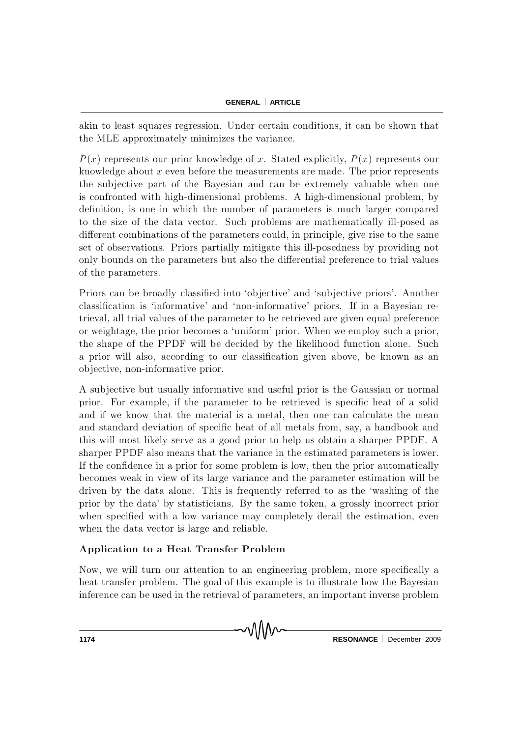akin to least squares regression. Under certain conditions, it can be shown that the MLE approximately minimizes the variance.

$P(x)$ represents our prior knowledge of $x$. Stated explicitly, $P(x)$ represents our knowledge about $x$ even before the measurements are made. The prior represents the subjective part of the Bayesian and can be extremely valuable when one is confronted with high-dimensional problems. A high-dimensional problem, by definition, is one in which the number of parameters is much larger compared to the size of the data vector. Such problems are mathematically ill-posed as different combinations of the parameters could, in principle, give rise to the same set of observations. Priors partially mitigate this ill-posedness by providing not only bounds on the parameters but also the differential preference to trial values of the parameters.

Priors can be broadly classified into 'objective' and 'subjective priors'. Another classification is 'informative' and 'non-informative' priors. If in a Bayesian retrieval, all trial values of the parameter to be retrieved are given equal preference or weightage, the prior becomes a 'uniform' prior. When we employ such a prior, the shape of the PPDF will be decided by the likelihood function alone. Such a prior will also, according to our classification given above, be known as an objective, non-informative prior.

A subjective but usually informative and useful prior is the Gaussian or normal prior. For example, if the parameter to be retrieved is specific heat of a solid and if we know that the material is a metal, then one can calculate the mean and standard deviation of specific heat of all metals from, say, a handbook and this will most likely serve as a good prior to help us obtain a sharper PPDF. A sharper PPDF also means that the variance in the estimated parameters is lower. If the confidence in a prior for some problem is low, then the prior automatically becomes weak in view of its large variance and the parameter estimation will be driven by the data alone. This is frequently referred to as the 'washing of the prior by the data' by statisticians. By the same token, a grossly incorrect prior when specified with a low variance may completely derail the estimation, even when the data vector is large and reliable.

### Application to a Heat Transfer Problem

Now, we will turn our attention to an engineering problem, more specifically a heat transfer problem. The goal of this example is to illustrate how the Bayesian inference can be used in the retrieval of parameters, an important inverse problem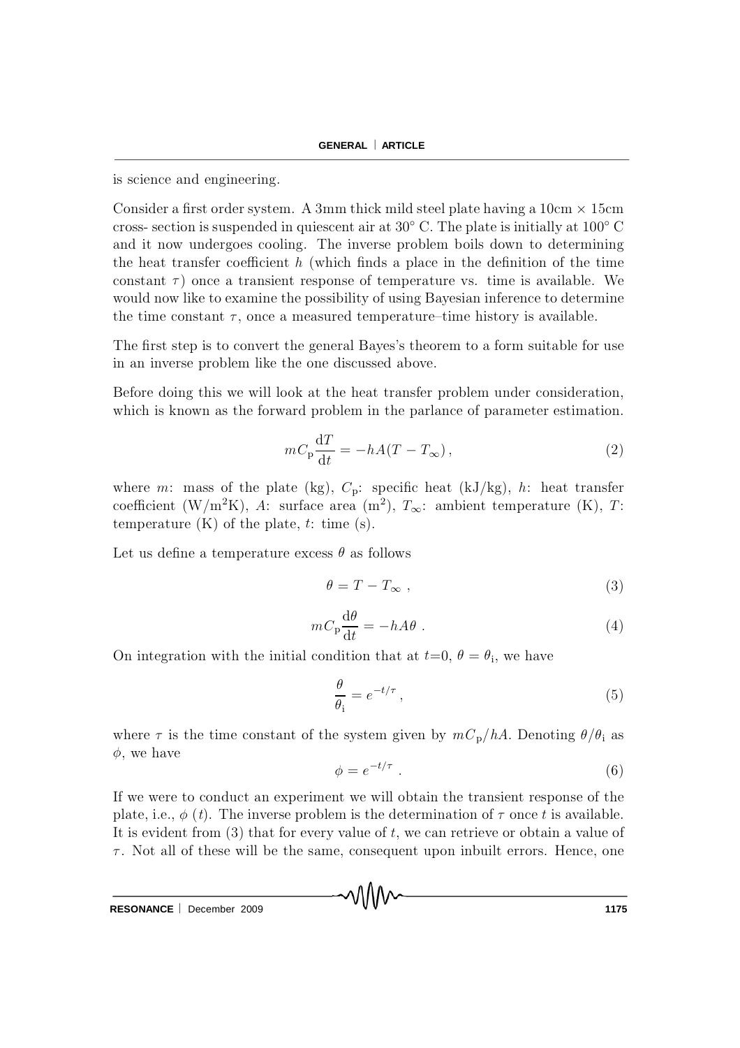is science and engineering.

Consider a first order system. A 3mm thick mild steel plate having a 10cm $\times$ 15cm cross- section is suspended in quiescent air at 30° C. The plate is initially at 100° C and it now undergoes cooling. The inverse problem boils down to determining the heat transfer coefficient $h$ (which finds a place in the definition of the time constant $\tau$) once a transient response of temperature vs. time is available. We would now like to examine the possibility of using Bayesian inference to determine the time constant $\tau$, once a measured temperature–time history is available.

The first step is to convert the general Bayes's theorem to a form suitable for use in an inverse problem like the one discussed above.

Before doing this we will look at the heat transfer problem under consideration, which is known as the forward problem in the parlance of parameter estimation.

$$mC_{\mathrm{p}}\frac{\mathrm{d}T}{\mathrm{d}t} = -hA(T - T_{\infty})\,, \tag{2}$$

where $m$: mass of the plate (kg), $C_{\mathrm{p}}$: specific heat (kJ/kg), $h$: heat transfer coefficient (W/m$^2$K), $A$: surface area (m$^2$), $T_{\infty}$: ambient temperature (K), $T$: temperature (K) of the plate, $t$: time (s).

Let us define a temperature excess $\theta$ as follows

$$\theta = T - T_{\infty}\ , \tag{3}$$

$$mC_{\mathrm{p}}\frac{\mathrm{d}\theta}{\mathrm{d}t} = -hA\theta\ . \tag{4}$$

On integration with the initial condition that at $t$=0, $\theta = \theta_{\mathrm{i}}$, we have

$$\frac{\theta}{\theta_{\mathrm{i}}} = e^{-t/\tau}\,, \tag{5}$$

where $\tau$ is the time constant of the system given by $mC_{\mathrm{p}}/hA$. Denoting $\theta/\theta_{\mathrm{i}}$ as $\phi$, we have

$$\phi = e^{-t/\tau}\ . \tag{6}$$

If we were to conduct an experiment we will obtain the transient response of the plate, i.e., $\phi$ ($t$). The inverse problem is the determination of $\tau$ once $t$ is available. It is evident from (3) that for every value of $t$, we can retrieve or obtain a value of $\tau$. Not all of these will be the same, consequent upon inbuilt errors. Hence, one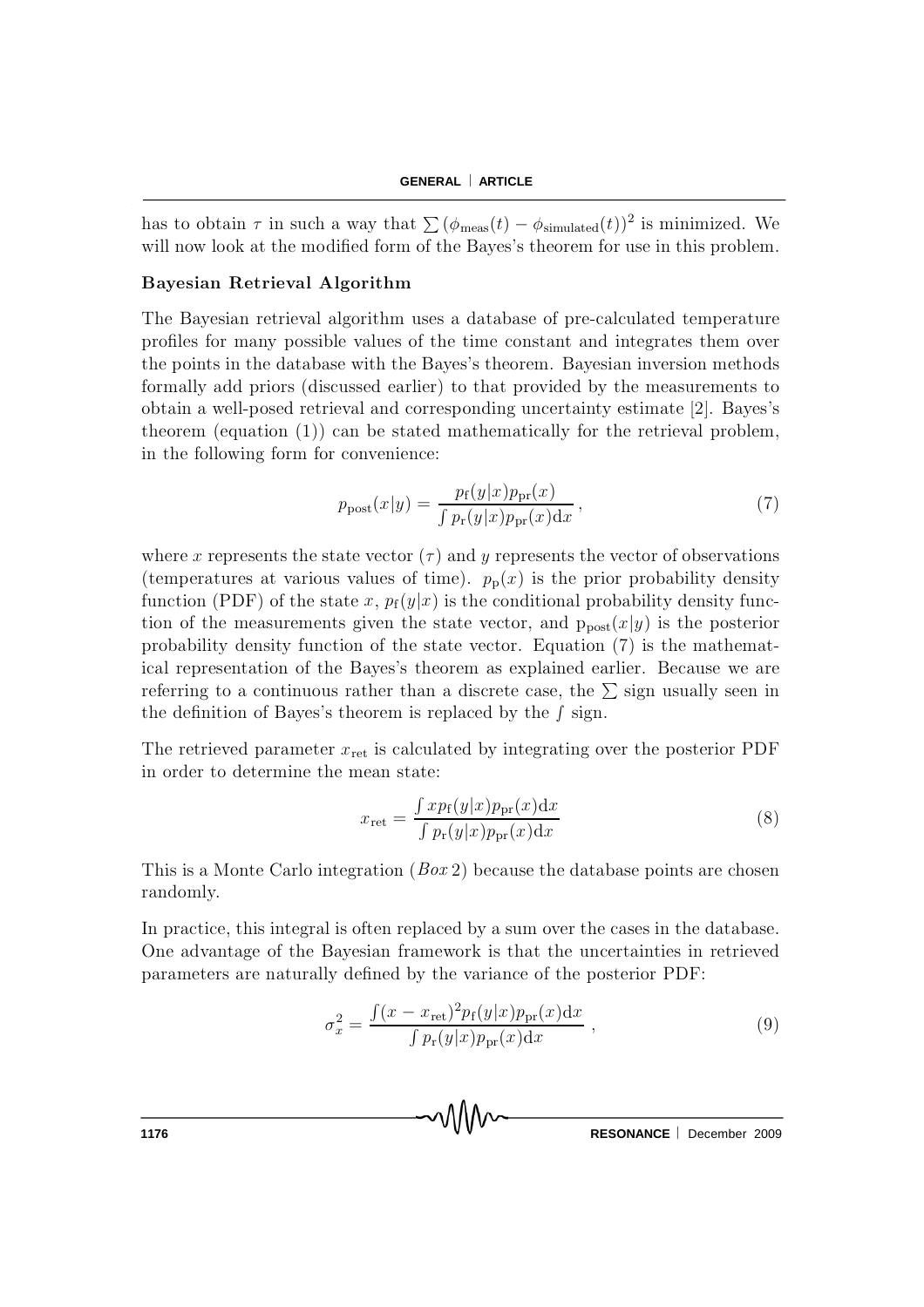has to obtain $\tau$ in such a way that $\sum(\phi_{\text{meas}}(t) - \phi_{\text{simulated}}(t))^2$ is minimized. We will now look at the modified form of the Bayes's theorem for use in this problem.

**Bayesian Retrieval Algorithm**

The Bayesian retrieval algorithm uses a database of pre-calculated temperature profiles for many possible values of the time constant and integrates them over the points in the database with the Bayes's theorem. Bayesian inversion methods formally add priors (discussed earlier) to that provided by the measurements to obtain a well-posed retrieval and corresponding uncertainty estimate [2]. Bayes's theorem (equation (1)) can be stated mathematically for the retrieval problem, in the following form for convenience:

$$p_{\text{post}}(x|y) = \frac{p_{\text{f}}(y|x)p_{\text{pr}}(x)}{\int p_{\text{r}}(y|x)p_{\text{pr}}(x)\text{d}x}\,, \tag{7}$$

where $x$ represents the state vector ($\tau$) and $y$ represents the vector of observations (temperatures at various values of time). $p_{\text{p}}(x)$ is the prior probability density function (PDF) of the state $x$, $p_{\text{f}}(y|x)$ is the conditional probability density function of the measurements given the state vector, and $\text{p}_{\text{post}}(x|y)$ is the posterior probability density function of the state vector. Equation (7) is the mathematical representation of the Bayes's theorem as explained earlier. Because we are referring to a continuous rather than a discrete case, the $\sum$ sign usually seen in the definition of Bayes's theorem is replaced by the $\int$ sign.

The retrieved parameter $x_{\text{ret}}$ is calculated by integrating over the posterior PDF in order to determine the mean state:

$$x_{\text{ret}} = \frac{\int x p_{\text{f}}(y|x)p_{\text{pr}}(x)\text{d}x}{\int p_{\text{r}}(y|x)p_{\text{pr}}(x)\text{d}x} \tag{8}$$

This is a Monte Carlo integration (*Box* 2) because the database points are chosen randomly.

In practice, this integral is often replaced by a sum over the cases in the database. One advantage of the Bayesian framework is that the uncertainties in retrieved parameters are naturally defined by the variance of the posterior PDF:

$$\sigma_x^2 = \frac{\int (x - x_{\text{ret}})^2 p_{\text{f}}(y|x)p_{\text{pr}}(x)\text{d}x}{\int p_{\text{r}}(y|x)p_{\text{pr}}(x)\text{d}x}\,, \tag{9}$$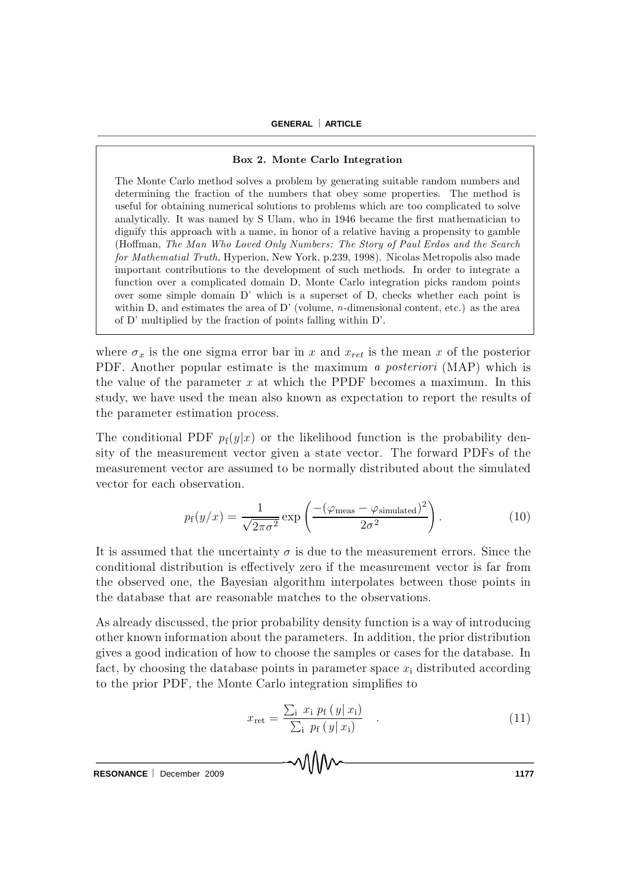**Box 2. Monte Carlo Integration**

The Monte Carlo method solves a problem by generating suitable random numbers and determining the fraction of the numbers that obey some properties. The method is useful for obtaining numerical solutions to problems which are too complicated to solve analytically. It was named by S Ulam, who in 1946 became the first mathematician to dignify this approach with a name, in honor of a relative having a propensity to gamble (Hoffman, *The Man Who Loved Only Numbers: The Story of Paul Erdos and the Search for Mathematial Truth*, Hyperion, New York, p.239, 1998). Nicolas Metropolis also made important contributions to the development of such methods. In order to integrate a function over a complicated domain D, Monte Carlo integration picks random points over some simple domain D' which is a superset of D, checks whether each point is within D, and estimates the area of D' (volume, $n$-dimensional content, etc.) as the area of D' multiplied by the fraction of points falling within D'.

where $\sigma_x$ is the one sigma error bar in $x$ and $x_{ret}$ is the mean $x$ of the posterior PDF. Another popular estimate is the maximum *a posteriori* (MAP) which is the value of the parameter $x$ at which the PPDF becomes a maximum. In this study, we have used the mean also known as expectation to report the results of the parameter estimation process.

The conditional PDF $p_{\mathrm{f}}(y|x)$ or the likelihood function is the probability density of the measurement vector given a state vector. The forward PDFs of the measurement vector are assumed to be normally distributed about the simulated vector for each observation.

$$p_{\mathrm{f}}(y/x) = \frac{1}{\sqrt{2\pi\sigma^2}} \exp\left(\frac{-(\varphi_{\mathrm{meas}} - \varphi_{\mathrm{simulated}})^2}{2\sigma^2}\right). \tag{10}$$

It is assumed that the uncertainty $\sigma$ is due to the measurement errors. Since the conditional distribution is effectively zero if the measurement vector is far from the observed one, the Bayesian algorithm interpolates between those points in the database that are reasonable matches to the observations.

As already discussed, the prior probability density function is a way of introducing other known information about the parameters. In addition, the prior distribution gives a good indication of how to choose the samples or cases for the database. In fact, by choosing the database points in parameter space $x_{\mathrm{i}}$ distributed according to the prior PDF, the Monte Carlo integration simplifies to

$$x_{\mathrm{ret}} = \frac{\sum_{\mathrm{i}} x_{\mathrm{i}} \, p_{\mathrm{f}}\left(y|\, x_{\mathrm{i}}\right)}{\sum_{\mathrm{i}} p_{\mathrm{f}}\left(y|\, x_{\mathrm{i}}\right)} \quad . \tag{11}$$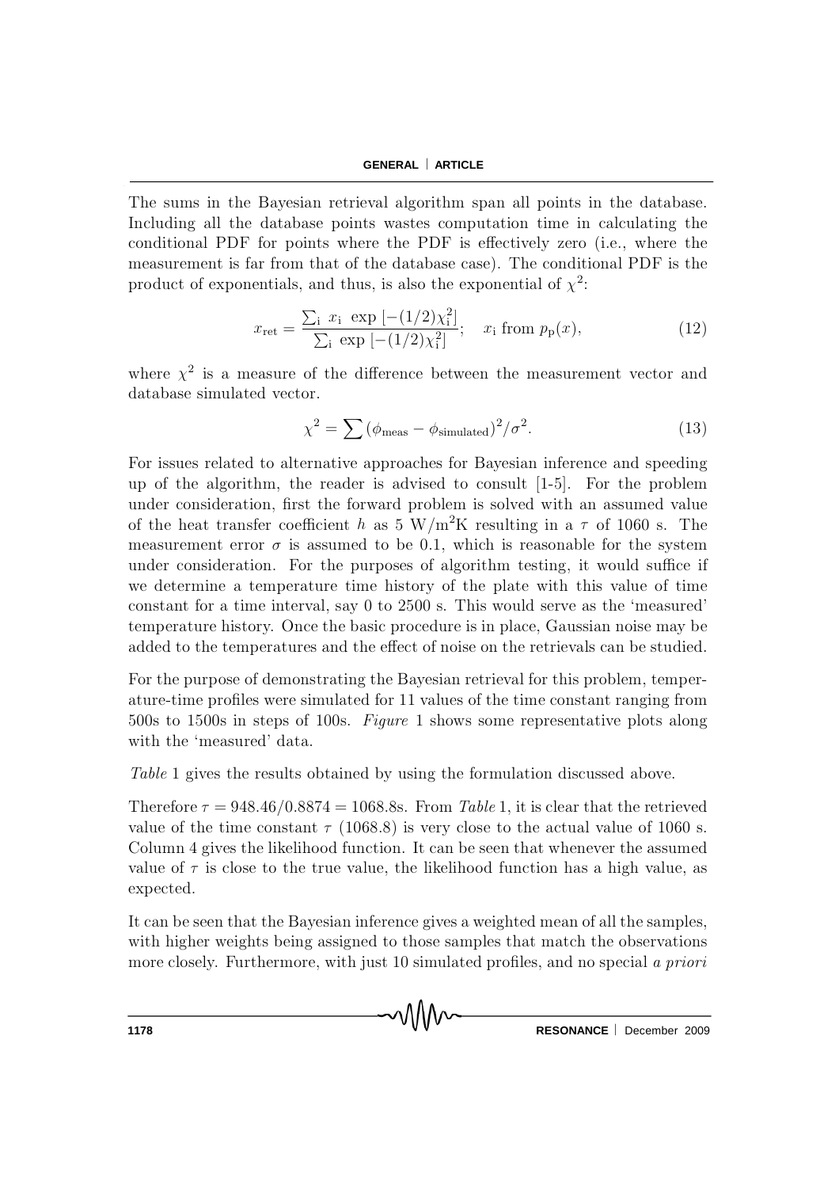The sums in the Bayesian retrieval algorithm span all points in the database. Including all the database points wastes computation time in calculating the conditional PDF for points where the PDF is effectively zero (i.e., where the measurement is far from that of the database case). The conditional PDF is the product of exponentials, and thus, is also the exponential of $\chi^2$:

$$x_{\text{ret}} = \frac{\sum_i \; x_i \; \exp\left[-(1/2)\chi_i^2\right]}{\sum_i \; \exp\left[-(1/2)\chi_i^2\right]}; \quad x_i \text{ from } p_p(x), \tag{12}$$

where $\chi^2$ is a measure of the difference between the measurement vector and database simulated vector.

$$\chi^2 = \sum (\phi_{\text{meas}} - \phi_{\text{simulated}})^2/\sigma^2. \tag{13}$$

For issues related to alternative approaches for Bayesian inference and speeding up of the algorithm, the reader is advised to consult [1-5]. For the problem under consideration, first the forward problem is solved with an assumed value of the heat transfer coefficient $h$ as 5 W/m$^2$K resulting in a $\tau$ of 1060 s. The measurement error $\sigma$ is assumed to be 0.1, which is reasonable for the system under consideration. For the purposes of algorithm testing, it would suffice if we determine a temperature time history of the plate with this value of time constant for a time interval, say 0 to 2500 s. This would serve as the 'measured' temperature history. Once the basic procedure is in place, Gaussian noise may be added to the temperatures and the effect of noise on the retrievals can be studied.

For the purpose of demonstrating the Bayesian retrieval for this problem, temperature-time profiles were simulated for 11 values of the time constant ranging from 500s to 1500s in steps of 100s. *Figure* 1 shows some representative plots along with the 'measured' data.

*Table* 1 gives the results obtained by using the formulation discussed above.

Therefore $\tau = 948.46/0.8874 = 1068.8$s. From *Table* 1, it is clear that the retrieved value of the time constant $\tau$ (1068.8) is very close to the actual value of 1060 s. Column 4 gives the likelihood function. It can be seen that whenever the assumed value of $\tau$ is close to the true value, the likelihood function has a high value, as expected.

It can be seen that the Bayesian inference gives a weighted mean of all the samples, with higher weights being assigned to those samples that match the observations more closely. Furthermore, with just 10 simulated profiles, and no special *a priori*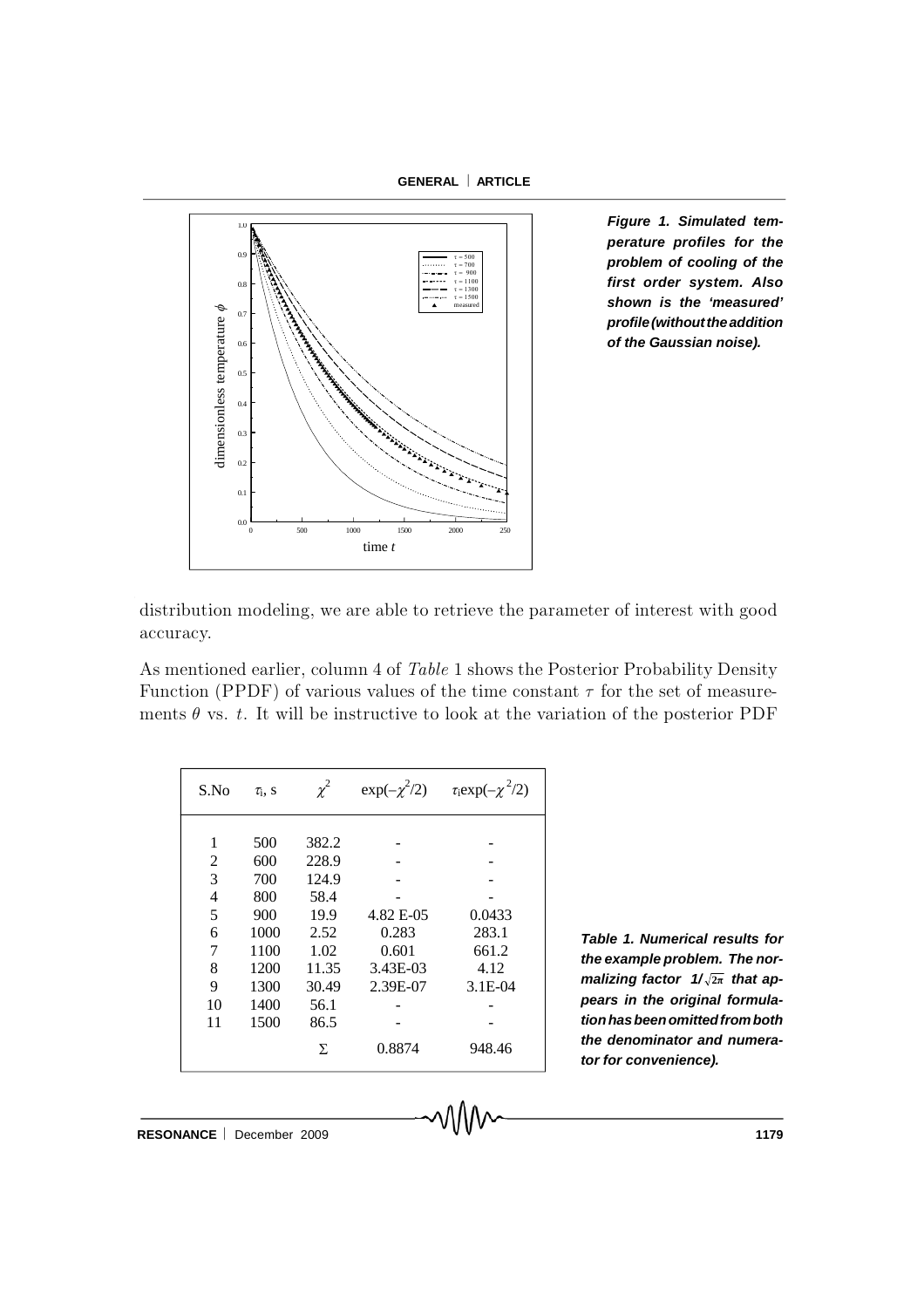Figure 1. Simulated temperature profiles for the problem of cooling of the first order system. Also shown is the 'measured' profile (without the addition of the Gaussian noise).

distribution modeling, we are able to retrieve the parameter of interest with good accuracy.

As mentioned earlier, column 4 of *Table* 1 shows the Posterior Probability Density Function (PPDF) of various values of the time constant $\tau$ for the set of measurements $\theta$ vs. $t$. It will be instructive to look at the variation of the posterior PDF

| S.No | $\tau_i$, s | $\chi^2$ | $\exp(-\chi^2/2)$ | $\tau_i \exp(-\chi^2/2)$ |
|---|---|---|---|---|
| 1 | 500 | 382.2 | - | - |
| 2 | 600 | 228.9 | - | - |
| 3 | 700 | 124.9 | - | - |
| 4 | 800 | 58.4 | - | - |
| 5 | 900 | 19.9 | 4.82 E-05 | 0.0433 |
| 6 | 1000 | 2.52 | 0.283 | 283.1 |
| 7 | 1100 | 1.02 | 0.601 | 661.2 |
| 8 | 1200 | 11.35 | 3.43E-03 | 4.12 |
| 9 | 1300 | 30.49 | 2.39E-07 | 3.1E-04 |
| 10 | 1400 | 56.1 | - | - |
| 11 | 1500 | 86.5 | - | - |
| | | Σ | 0.8874 | 948.46 |

Table 1. Numerical results for the example problem. The normalizing factor $1/\sqrt{2\pi}$ that appears in the original formulation has been omitted from both the denominator and numerator for convenience).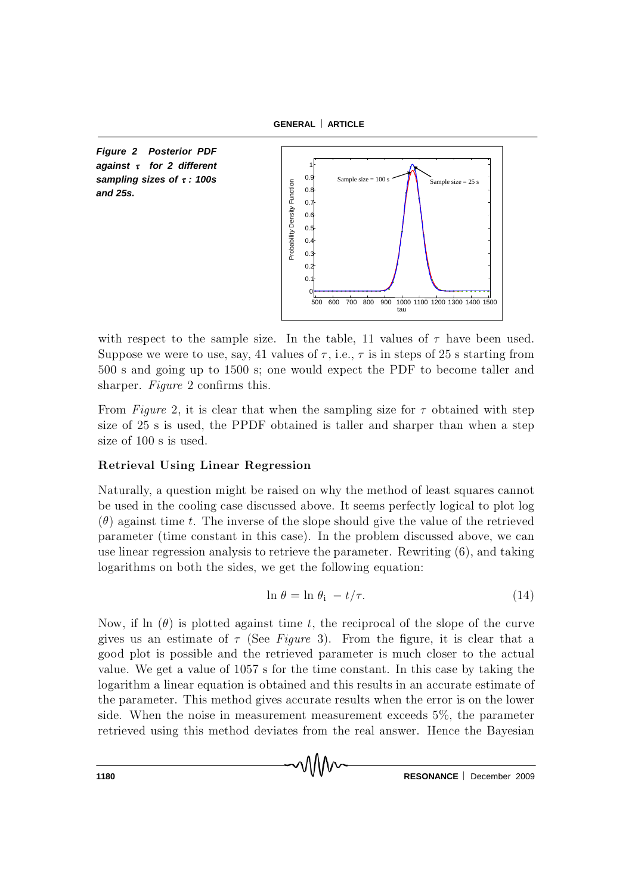*Figure 2 Posterior PDF against $\tau$ for 2 different sampling sizes of $\tau$ : 100s and 25s.*

with respect to the sample size. In the table, 11 values of $\tau$ have been used. Suppose we were to use, say, 41 values of $\tau$, i.e., $\tau$ is in steps of 25 s starting from 500 s and going up to 1500 s; one would expect the PDF to become taller and sharper. *Figure* 2 confirms this.

From *Figure* 2, it is clear that when the sampling size for $\tau$ obtained with step size of 25 s is used, the PPDF obtained is taller and sharper than when a step size of 100 s is used.

### Retrieval Using Linear Regression

Naturally, a question might be raised on why the method of least squares cannot be used in the cooling case discussed above. It seems perfectly logical to plot log ($\theta$) against time $t$. The inverse of the slope should give the value of the retrieved parameter (time constant in this case). In the problem discussed above, we can use linear regression analysis to retrieve the parameter. Rewriting (6), and taking logarithms on both the sides, we get the following equation:

$$\ln \theta = \ln \theta_i - t/\tau. \tag{14}$$

Now, if ln ($\theta$) is plotted against time $t$, the reciprocal of the slope of the curve gives us an estimate of $\tau$ (See *Figure* 3). From the figure, it is clear that a good plot is possible and the retrieved parameter is much closer to the actual value. We get a value of 1057 s for the time constant. In this case by taking the logarithm a linear equation is obtained and this results in an accurate estimate of the parameter. This method gives accurate results when the error is on the lower side. When the noise in measurement measurement exceeds 5%, the parameter retrieved using this method deviates from the real answer. Hence the Bayesian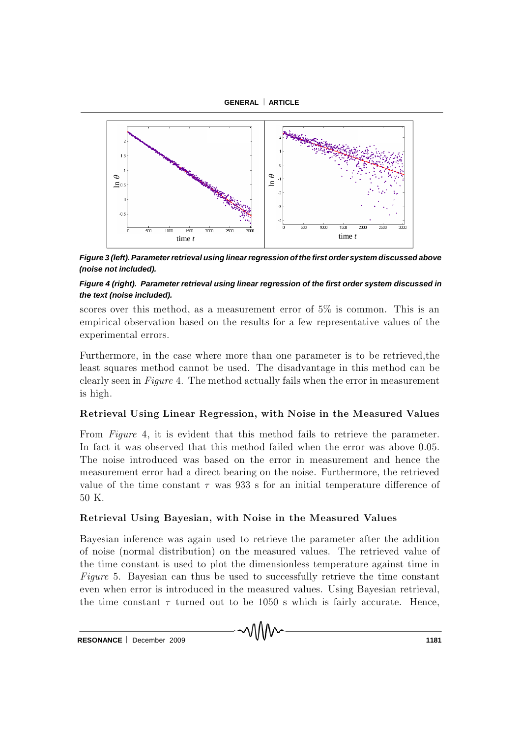Figure 3 (left). Parameter retrieval using linear regression of the first order system discussed above (noise not included).

Figure 4 (right). Parameter retrieval using linear regression of the first order system discussed in the text (noise included).

scores over this method, as a measurement error of 5% is common. This is an empirical observation based on the results for a few representative values of the experimental errors.

Furthermore, in the case where more than one parameter is to be retrieved,the least squares method cannot be used. The disadvantage in this method can be clearly seen in *Figure* 4. The method actually fails when the error in measurement is high.

### Retrieval Using Linear Regression, with Noise in the Measured Values

From *Figure* 4, it is evident that this method fails to retrieve the parameter. In fact it was observed that this method failed when the error was above 0.05. The noise introduced was based on the error in measurement and hence the measurement error had a direct bearing on the noise. Furthermore, the retrieved value of the time constant $\tau$ was 933 s for an initial temperature difference of 50 K.

### Retrieval Using Bayesian, with Noise in the Measured Values

Bayesian inference was again used to retrieve the parameter after the addition of noise (normal distribution) on the measured values. The retrieved value of the time constant is used to plot the dimensionless temperature against time in *Figure* 5. Bayesian can thus be used to successfully retrieve the time constant even when error is introduced in the measured values. Using Bayesian retrieval, the time constant $\tau$ turned out to be 1050 s which is fairly accurate. Hence,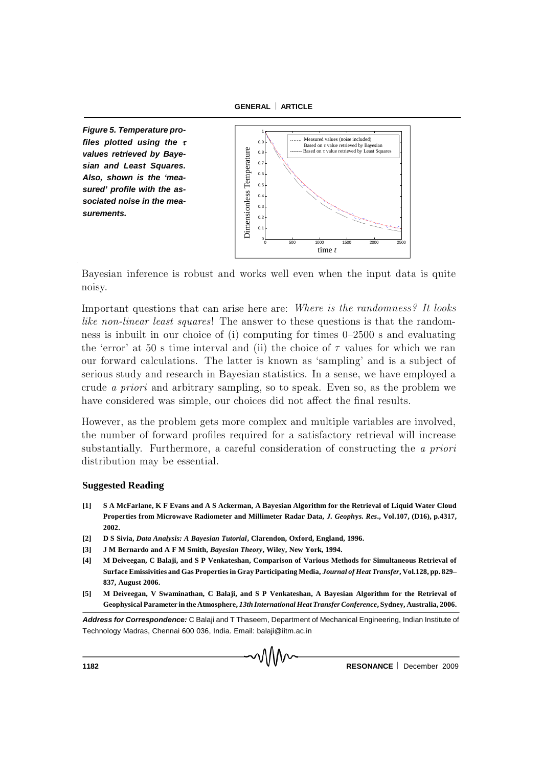**Figure 5. Temperature profiles plotted using the $\tau$ values retrieved by Bayesian and Least Squares. Also, shown is the 'measured' profile with the associated noise in the measurements.**

Dimensionless Temperature

time $t$

0
0.1
0.2
0.3
0.4
0.5
0.6
0.7
0.8
0.9
1

0
500
1000
1500
2000
2500

....... Measured values (noise included)
Based on $\tau$ value retrieved by Bayesian
------- Based on $\tau$ value retrieved by Least Squares

Bayesian inference is robust and works well even when the input data is quite noisy.

Important questions that can arise here are: *Where is the randomness? It looks like non-linear least squares*! The answer to these questions is that the randomness is inbuilt in our choice of (i) computing for times 0–2500 s and evaluating the 'error' at 50 s time interval and (ii) the choice of $\tau$ values for which we ran our forward calculations. The latter is known as 'sampling' and is a subject of serious study and research in Bayesian statistics. In a sense, we have employed a crude *a priori* and arbitrary sampling, so to speak. Even so, as the problem we have considered was simple, our choices did not affect the final results.

However, as the problem gets more complex and multiple variables are involved, the number of forward profiles required for a satisfactory retrieval will increase substantially. Furthermore, a careful consideration of constructing the *a priori* distribution may be essential.

## Suggested Reading

**[1] S A McFarlane, K F Evans and A S Ackerman, A Bayesian Algorithm for the Retrieval of Liquid Water Cloud Properties from Microwave Radiometer and Millimeter Radar Data, *J. Geophys. Res*., Vol.107, (D16), p.4317, 2002.**

**[2] D S Sivia, *Data Analysis: A Bayesian Tutorial*, Clarendon, Oxford, England, 1996.**

**[3] J M Bernardo and A F M Smith, *Bayesian Theory*, Wiley, New York, 1994.**

**[4] M Deiveegan, C Balaji, and S P Venkateshan, Comparison of Various Methods for Simultaneous Retrieval of Surface Emissivities and Gas Properties in Gray Participating Media, *Journal of Heat Transfer*, Vol.128, pp. 829–837, August 2006.**

**[5] M Deiveegan, V Swaminathan, C Balaji, and S P Venkateshan, A Bayesian Algorithm for the Retrieval of Geophysical Parameter in the Atmosphere, *13th International Heat Transfer Conference*, Sydney, Australia, 2006.**

***Address for Correspondence:*** C Balaji and T Thaseem, Department of Mechanical Engineering, Indian Institute of Technology Madras, Chennai 600 036, India. Email: balaji@iitm.ac.in